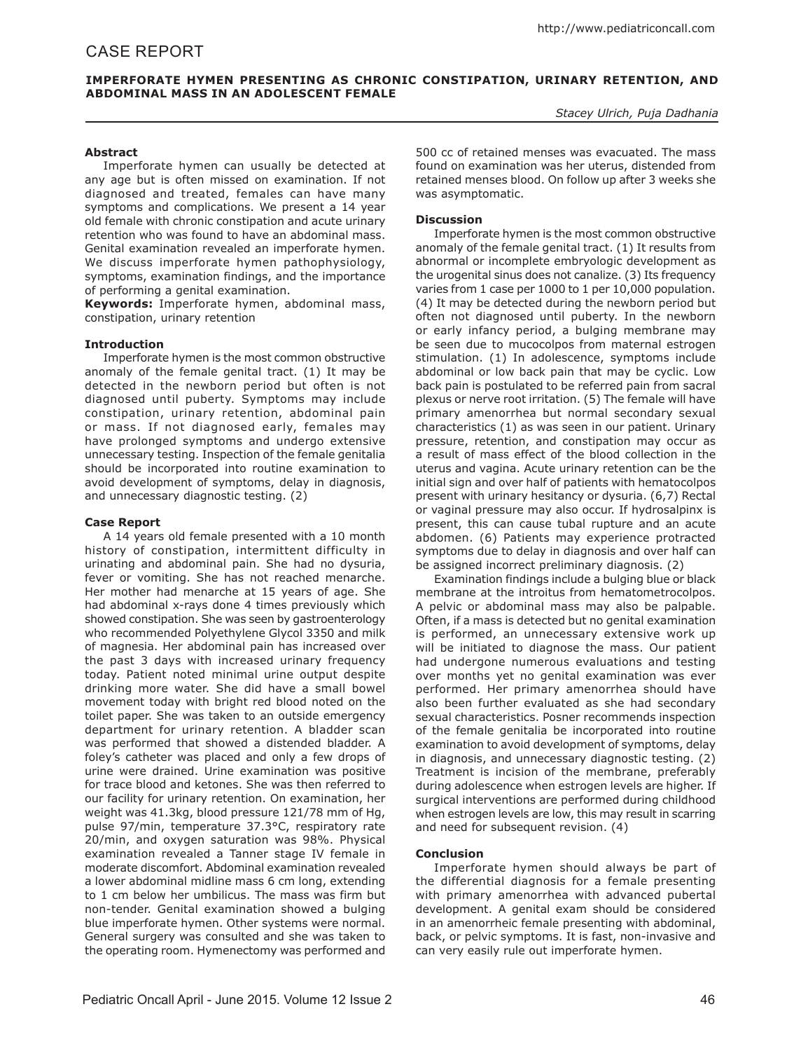CASE REPORT

# IMPERFORATE HYMEN PRESENTING AS CHRONIC CONSTIPATION, URINARY RETENTION, AND ABDOMINAL MASS IN AN ADOLESCENT FEMALE

*Stacey Ulrich, Puja Dadhania*

### Abstract

Imperforate hymen can usually be detected at any age but is often missed on examination. If not diagnosed and treated, females can have many symptoms and complications. We present a 14 year old female with chronic constipation and acute urinary retention who was found to have an abdominal mass. Genital examination revealed an imperforate hymen. We discuss imperforate hymen pathophysiology, symptoms, examination findings, and the importance of performing a genital examination.

**Keywords:** Imperforate hymen, abdominal mass, constipation, urinary retention

### Introduction

Imperforate hymen is the most common obstructive anomaly of the female genital tract. (1) It may be detected in the newborn period but often is not diagnosed until puberty. Symptoms may include constipation, urinary retention, abdominal pain or mass. If not diagnosed early, females may have prolonged symptoms and undergo extensive unnecessary testing. Inspection of the female genitalia should be incorporated into routine examination to avoid development of symptoms, delay in diagnosis, and unnecessary diagnostic testing. (2)

### Case Report

A 14 years old female presented with a 10 month history of constipation, intermittent difficulty in urinating and abdominal pain. She had no dysuria, fever or vomiting. She has not reached menarche. Her mother had menarche at 15 years of age. She had abdominal x-rays done 4 times previously which showed constipation. She was seen by gastroenterology who recommended Polyethylene Glycol 3350 and milk of magnesia. Her abdominal pain has increased over the past 3 days with increased urinary frequency today. Patient noted minimal urine output despite drinking more water. She did have a small bowel movement today with bright red blood noted on the toilet paper. She was taken to an outside emergency department for urinary retention. A bladder scan was performed that showed a distended bladder. A foley's catheter was placed and only a few drops of urine were drained. Urine examination was positive for trace blood and ketones. She was then referred to our facility for urinary retention. On examination, her weight was 41.3kg, blood pressure 121/78 mm of Hg, pulse 97/min, temperature 37.3°C, respiratory rate 20/min, and oxygen saturation was 98%. Physical examination revealed a Tanner stage IV female in moderate discomfort. Abdominal examination revealed a lower abdominal midline mass 6 cm long, extending to 1 cm below her umbilicus. The mass was firm but non-tender. Genital examination showed a bulging blue imperforate hymen. Other systems were normal. General surgery was consulted and she was taken to the operating room. Hymenectomy was performed and 500 cc of retained menses was evacuated. The mass found on examination was her uterus, distended from retained menses blood. On follow up after 3 weeks she was asymptomatic.

### Discussion

Imperforate hymen is the most common obstructive anomaly of the female genital tract. (1) It results from abnormal or incomplete embryologic development as the urogenital sinus does not canalize. (3) Its frequency varies from 1 case per 1000 to 1 per 10,000 population. (4) It may be detected during the newborn period but often not diagnosed until puberty. In the newborn or early infancy period, a bulging membrane may be seen due to mucocolpos from maternal estrogen stimulation. (1) In adolescence, symptoms include abdominal or low back pain that may be cyclic. Low back pain is postulated to be referred pain from sacral plexus or nerve root irritation. (5) The female will have primary amenorrhea but normal secondary sexual characteristics (1) as was seen in our patient. Urinary pressure, retention, and constipation may occur as a result of mass effect of the blood collection in the uterus and vagina. Acute urinary retention can be the initial sign and over half of patients with hematocolpos present with urinary hesitancy or dysuria. (6,7) Rectal or vaginal pressure may also occur. If hydrosalpinx is present, this can cause tubal rupture and an acute abdomen. (6) Patients may experience protracted symptoms due to delay in diagnosis and over half can be assigned incorrect preliminary diagnosis. (2)

Examination findings include a bulging blue or black membrane at the introitus from hematometrocolpos. A pelvic or abdominal mass may also be palpable. Often, if a mass is detected but no genital examination is performed, an unnecessary extensive work up will be initiated to diagnose the mass. Our patient had undergone numerous evaluations and testing over months yet no genital examination was ever performed. Her primary amenorrhea should have also been further evaluated as she had secondary sexual characteristics. Posner recommends inspection of the female genitalia be incorporated into routine examination to avoid development of symptoms, delay in diagnosis, and unnecessary diagnostic testing. (2) Treatment is incision of the membrane, preferably during adolescence when estrogen levels are higher. If surgical interventions are performed during childhood when estrogen levels are low, this may result in scarring and need for subsequent revision. (4)

### Conclusion

Imperforate hymen should always be part of the differential diagnosis for a female presenting with primary amenorrhea with advanced pubertal development. A genital exam should be considered in an amenorrheic female presenting with abdominal, back, or pelvic symptoms. It is fast, non-invasive and can very easily rule out imperforate hymen.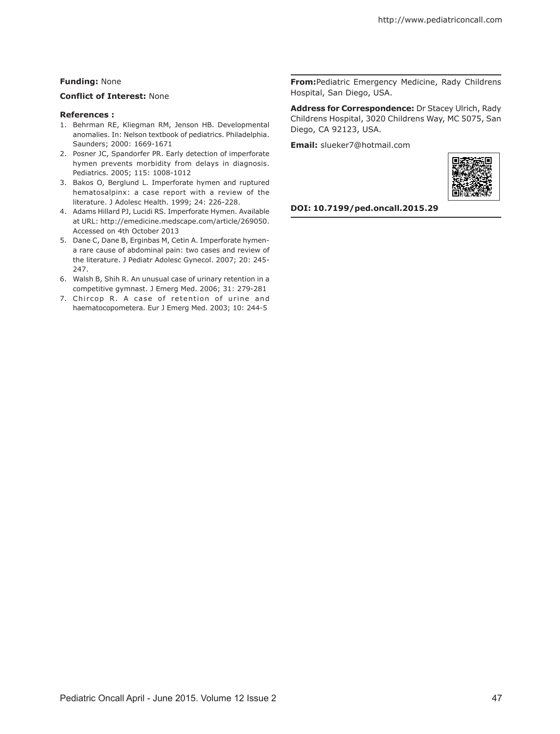**Funding:** None

**Conflict of Interest:** None

**References :**

1. Behrman RE, Kliegman RM, Jenson HB. Developmental anomalies. In: Nelson textbook of pediatrics. Philadelphia. Saunders; 2000: 1669-1671
2. Posner JC, Spandorfer PR. Early detection of imperforate hymen prevents morbidity from delays in diagnosis. Pediatrics. 2005; 115: 1008-1012
3. Bakos O, Berglund L. Imperforate hymen and ruptured hematosalpinx: a case report with a review of the literature. J Adolesc Health. 1999; 24: 226-228.
4. Adams Hillard PJ, Lucidi RS. Imperforate Hymen. Available at URL: http://emedicine.medscape.com/article/269050. Accessed on 4th October 2013
5. Dane C, Dane B, Erginbas M, Cetin A. Imperforate hymen-a rare cause of abdominal pain: two cases and review of the literature. J Pediatr Adolesc Gynecol. 2007; 20: 245-247.
6. Walsh B, Shih R. An unusual case of urinary retention in a competitive gymnast. J Emerg Med. 2006; 31: 279-281
7. Chircop R. A case of retention of urine and haematocopometera. Eur J Emerg Med. 2003; 10: 244-5

**From:** Pediatric Emergency Medicine, Rady Childrens Hospital, San Diego, USA.

**Address for Correspondence:** Dr Stacey Ulrich, Rady Childrens Hospital, 3020 Childrens Way, MC 5075, San Diego, CA 92123, USA.

**Email:** slueker7@hotmail.com

**DOI: 10.7199/ped.oncall.2015.29**